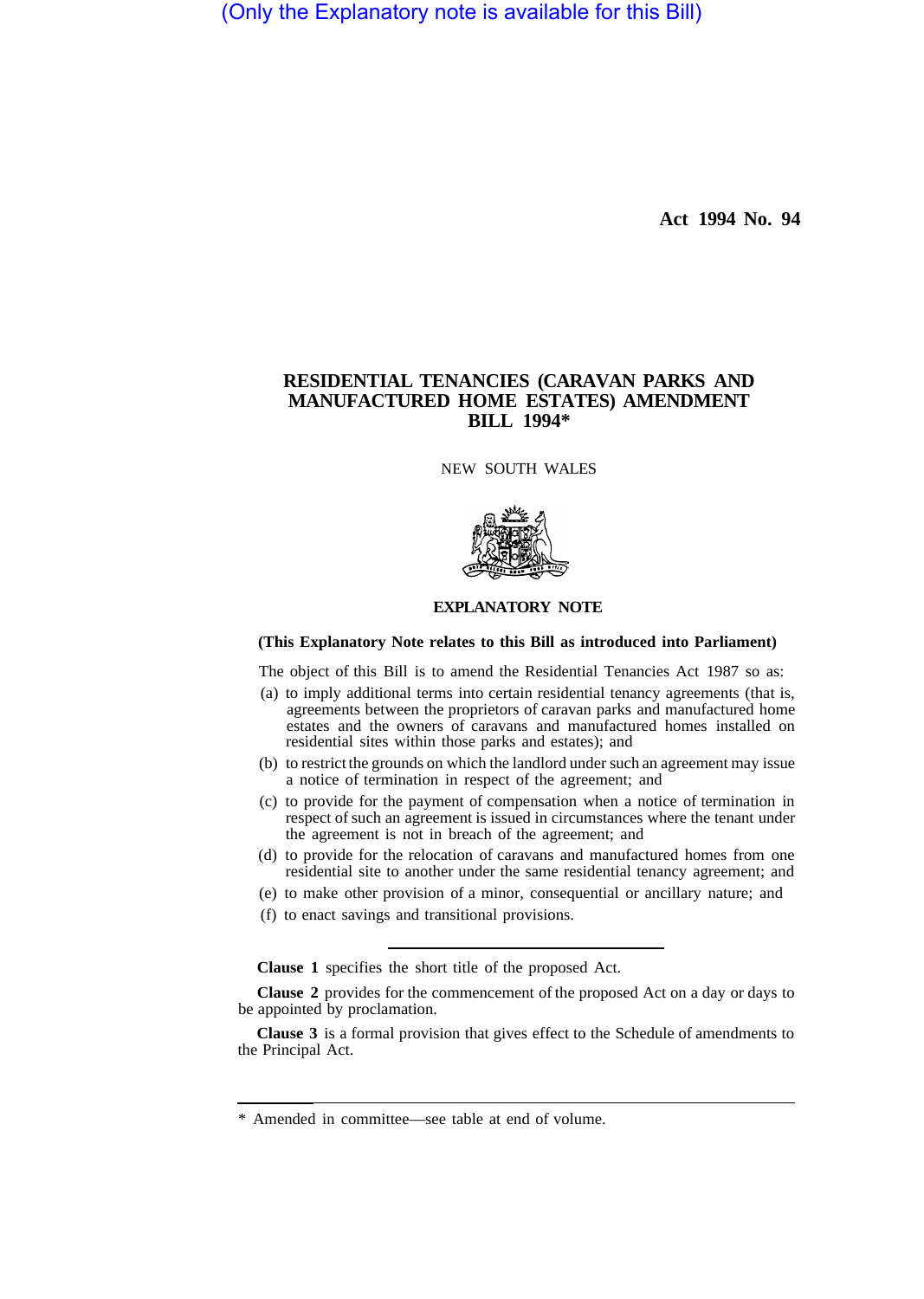(Only the Explanatory note is available for this Bill)

**Act 1994 No. 94**

# RESIDENTIAL TENANCIES (CARAVAN PARKS AND MANUFACTURED HOME ESTATES) AMENDMENT BILL 1994*

NEW SOUTH WALES

## EXPLANATORY NOTE

**(This Explanatory Note relates to this Bill as introduced into Parliament)**

The object of this Bill is to amend the Residential Tenancies Act 1987 so as:

(a) to imply additional terms into certain residential tenancy agreements (that is, agreements between the proprietors of caravan parks and manufactured home estates and the owners of caravans and manufactured homes installed on residential sites within those parks and estates); and

(b) to restrict the grounds on which the landlord under such an agreement may issue a notice of termination in respect of the agreement; and

(c) to provide for the payment of compensation when a notice of termination in respect of such an agreement is issued in circumstances where the tenant under the agreement is not in breach of the agreement; and

(d) to provide for the relocation of caravans and manufactured homes from one residential site to another under the same residential tenancy agreement; and

(e) to make other provision of a minor, consequential or ancillary nature; and

(f) to enact savings and transitional provisions.

---

**Clause 1** specifies the short title of the proposed Act.

**Clause 2** provides for the commencement of the proposed Act on a day or days to be appointed by proclamation.

**Clause 3** is a formal provision that gives effect to the Schedule of amendments to the Principal Act.

---

* Amended in committee—see table at end of volume.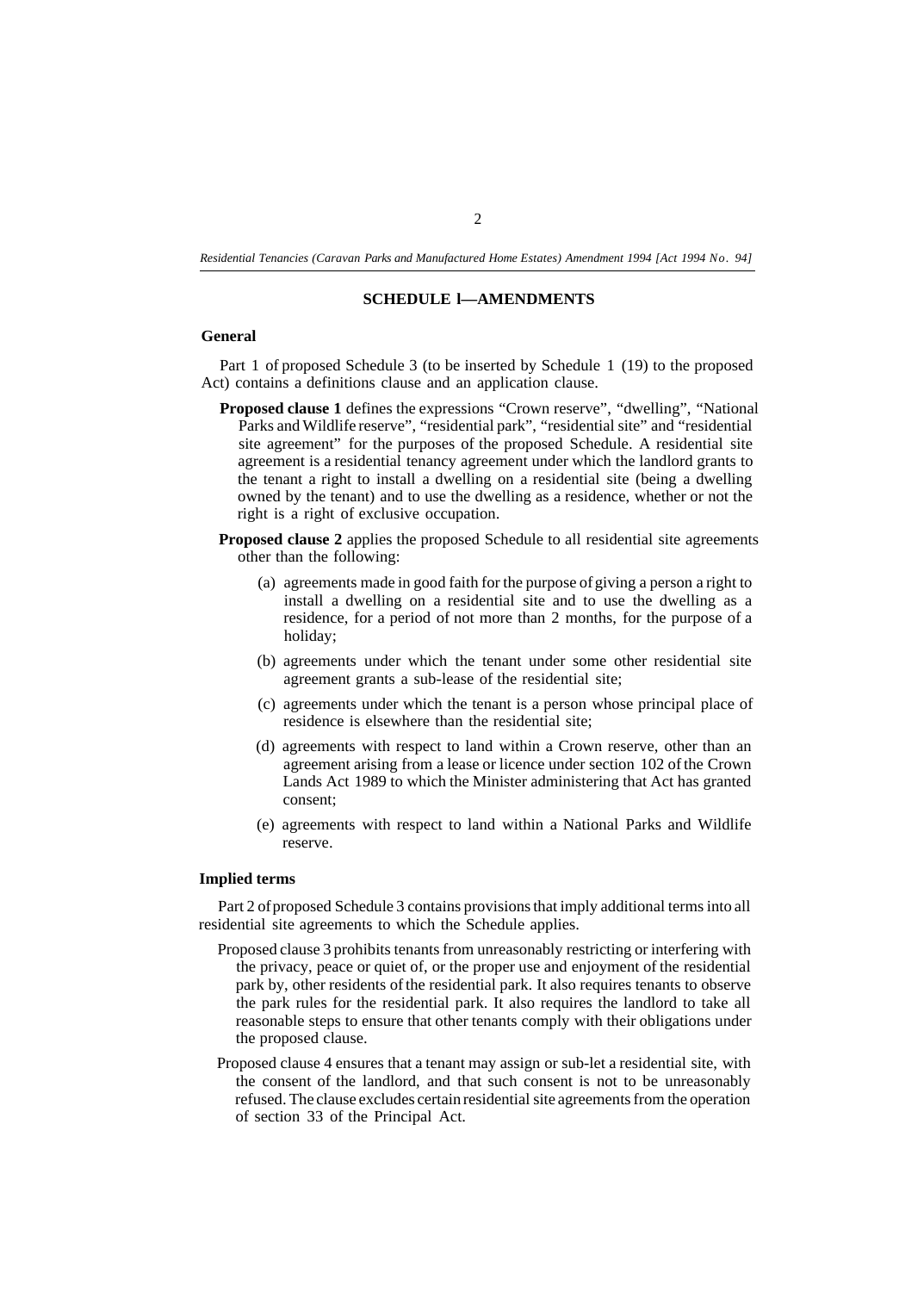## SCHEDULE l—AMENDMENTS

### General

Part 1 of proposed Schedule 3 (to be inserted by Schedule 1 (19) to the proposed Act) contains a definitions clause and an application clause.

**Proposed clause 1** defines the expressions "Crown reserve", "dwelling", "National Parks and Wildlife reserve", "residential park", "residential site" and "residential site agreement" for the purposes of the proposed Schedule. A residential site agreement is a residential tenancy agreement under which the landlord grants to the tenant a right to install a dwelling on a residential site (being a dwelling owned by the tenant) and to use the dwelling as a residence, whether or not the right is a right of exclusive occupation.

**Proposed clause 2** applies the proposed Schedule to all residential site agreements other than the following:

(a) agreements made in good faith for the purpose of giving a person a right to install a dwelling on a residential site and to use the dwelling as a residence, for a period of not more than 2 months, for the purpose of a holiday;

(b) agreements under which the tenant under some other residential site agreement grants a sub-lease of the residential site;

(c) agreements under which the tenant is a person whose principal place of residence is elsewhere than the residential site;

(d) agreements with respect to land within a Crown reserve, other than an agreement arising from a lease or licence under section 102 of the Crown Lands Act 1989 to which the Minister administering that Act has granted consent;

(e) agreements with respect to land within a National Parks and Wildlife reserve.

### Implied terms

Part 2 of proposed Schedule 3 contains provisions that imply additional terms into all residential site agreements to which the Schedule applies.

Proposed clause 3 prohibits tenants from unreasonably restricting or interfering with the privacy, peace or quiet of, or the proper use and enjoyment of the residential park by, other residents of the residential park. It also requires tenants to observe the park rules for the residential park. It also requires the landlord to take all reasonable steps to ensure that other tenants comply with their obligations under the proposed clause.

Proposed clause 4 ensures that a tenant may assign or sub-let a residential site, with the consent of the landlord, and that such consent is not to be unreasonably refused. The clause excludes certain residential site agreements from the operation of section 33 of the Principal Act.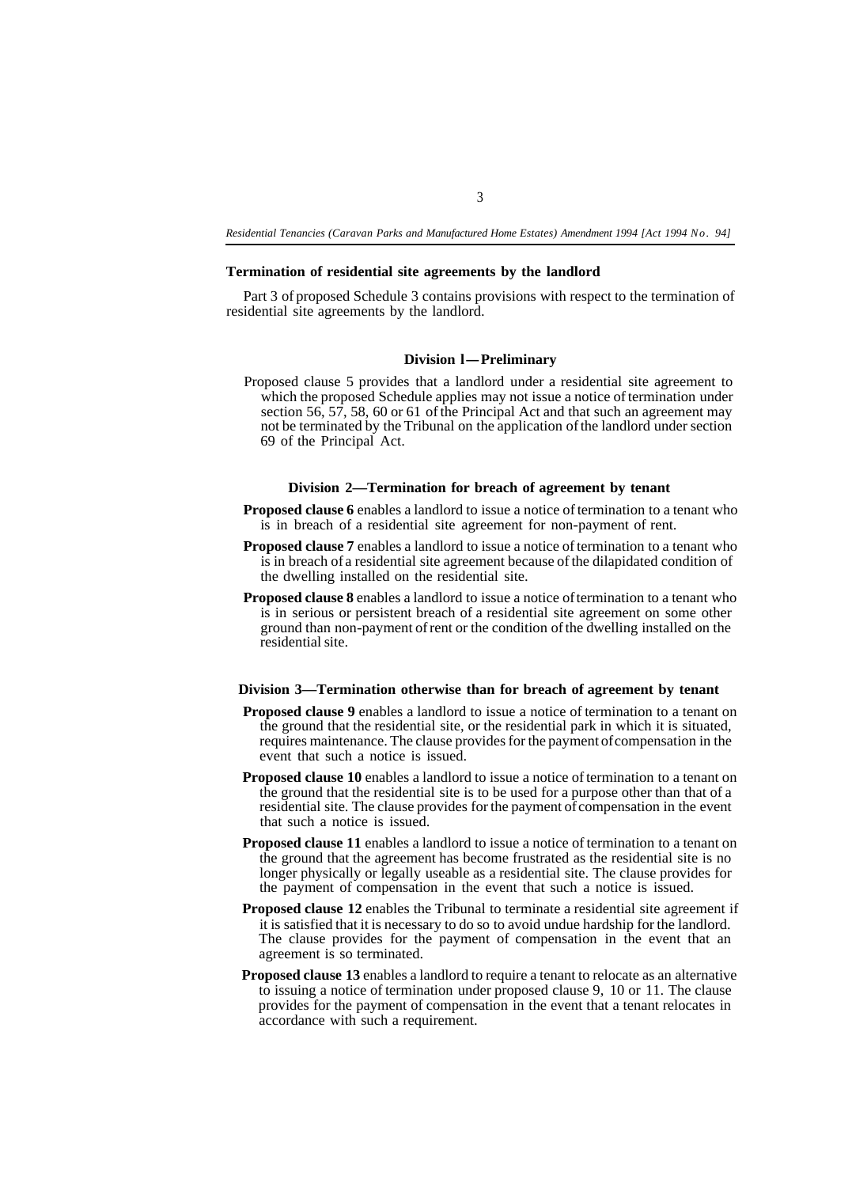### Termination of residential site agreements by the landlord

Part 3 of proposed Schedule 3 contains provisions with respect to the termination of residential site agreements by the landlord.

#### Division 1—Preliminary

Proposed clause 5 provides that a landlord under a residential site agreement to which the proposed Schedule applies may not issue a notice of termination under section 56, 57, 58, 60 or 61 of the Principal Act and that such an agreement may not be terminated by the Tribunal on the application of the landlord under section 69 of the Principal Act.

#### Division 2—Termination for breach of agreement by tenant

**Proposed clause 6** enables a landlord to issue a notice of termination to a tenant who is in breach of a residential site agreement for non-payment of rent.

**Proposed clause 7** enables a landlord to issue a notice of termination to a tenant who is in breach of a residential site agreement because of the dilapidated condition of the dwelling installed on the residential site.

**Proposed clause 8** enables a landlord to issue a notice of termination to a tenant who is in serious or persistent breach of a residential site agreement on some other ground than non-payment of rent or the condition of the dwelling installed on the residential site.

#### Division 3—Termination otherwise than for breach of agreement by tenant

**Proposed clause 9** enables a landlord to issue a notice of termination to a tenant on the ground that the residential site, or the residential park in which it is situated, requires maintenance. The clause provides for the payment of compensation in the event that such a notice is issued.

**Proposed clause 10** enables a landlord to issue a notice of termination to a tenant on the ground that the residential site is to be used for a purpose other than that of a residential site. The clause provides for the payment of compensation in the event that such a notice is issued.

**Proposed clause 11** enables a landlord to issue a notice of termination to a tenant on the ground that the agreement has become frustrated as the residential site is no longer physically or legally useable as a residential site. The clause provides for the payment of compensation in the event that such a notice is issued.

**Proposed clause 12** enables the Tribunal to terminate a residential site agreement if it is satisfied that it is necessary to do so to avoid undue hardship for the landlord. The clause provides for the payment of compensation in the event that an agreement is so terminated.

**Proposed clause 13** enables a landlord to require a tenant to relocate as an alternative to issuing a notice of termination under proposed clause 9, 10 or 11. The clause provides for the payment of compensation in the event that a tenant relocates in accordance with such a requirement.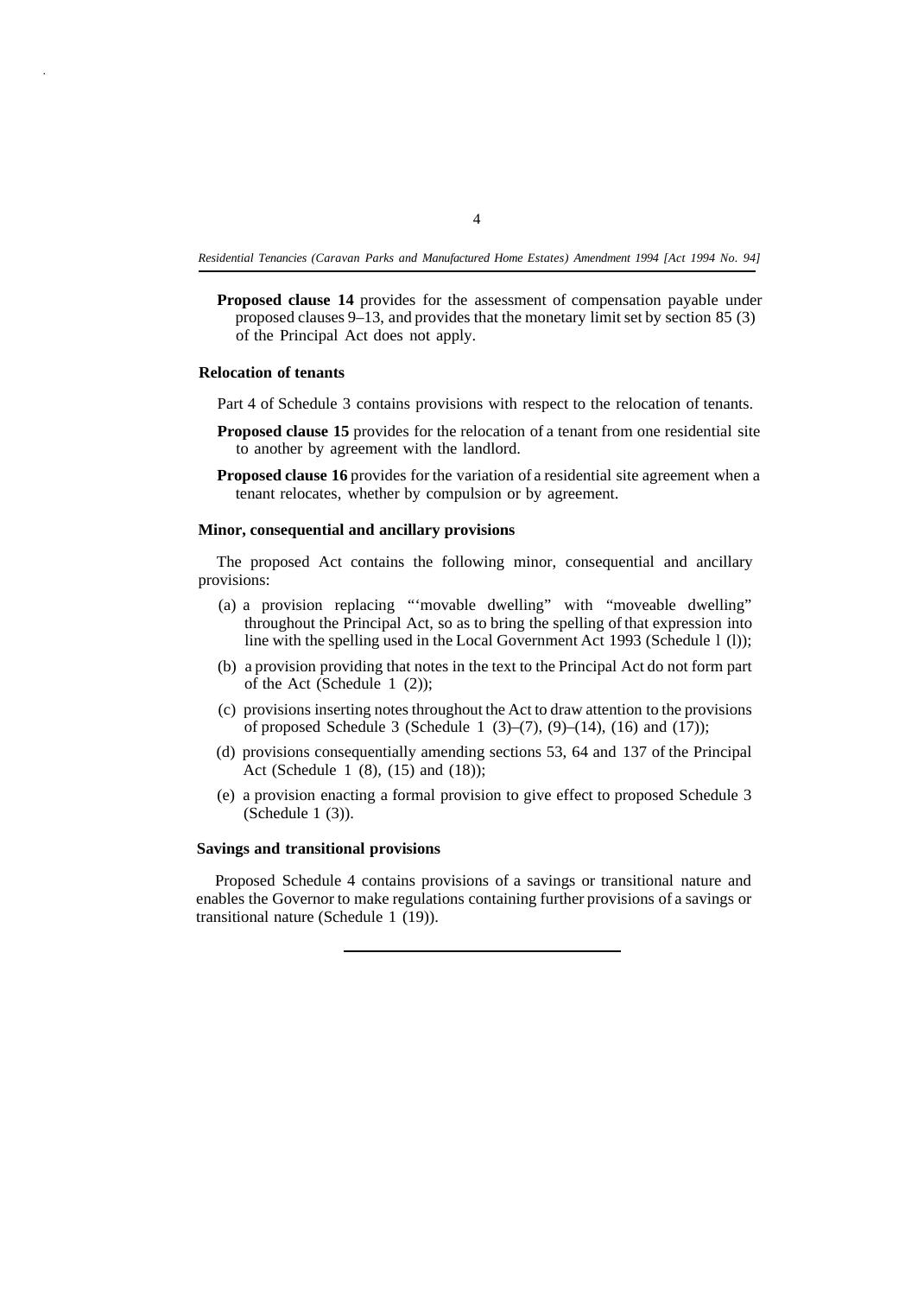**Proposed clause 14** provides for the assessment of compensation payable under proposed clauses 9–13, and provides that the monetary limit set by section 85 (3) of the Principal Act does not apply.

**Relocation of tenants**

Part 4 of Schedule 3 contains provisions with respect to the relocation of tenants.

**Proposed clause 15** provides for the relocation of a tenant from one residential site to another by agreement with the landlord.

**Proposed clause 16** provides for the variation of a residential site agreement when a tenant relocates, whether by compulsion or by agreement.

**Minor, consequential and ancillary provisions**

The proposed Act contains the following minor, consequential and ancillary provisions:

(a) a provision replacing "'movable dwelling" with "moveable dwelling" throughout the Principal Act, so as to bring the spelling of that expression into line with the spelling used in the Local Government Act 1993 (Schedule l (l));

(b) a provision providing that notes in the text to the Principal Act do not form part of the Act (Schedule 1 (2));

(c) provisions inserting notes throughout the Act to draw attention to the provisions of proposed Schedule 3 (Schedule 1 (3)–(7), (9)–(14), (16) and (17));

(d) provisions consequentially amending sections 53, 64 and 137 of the Principal Act (Schedule 1 (8), (15) and (18));

(e) a provision enacting a formal provision to give effect to proposed Schedule 3 (Schedule 1 (3)).

**Savings and transitional provisions**

Proposed Schedule 4 contains provisions of a savings or transitional nature and enables the Governor to make regulations containing further provisions of a savings or transitional nature (Schedule 1 (19)).